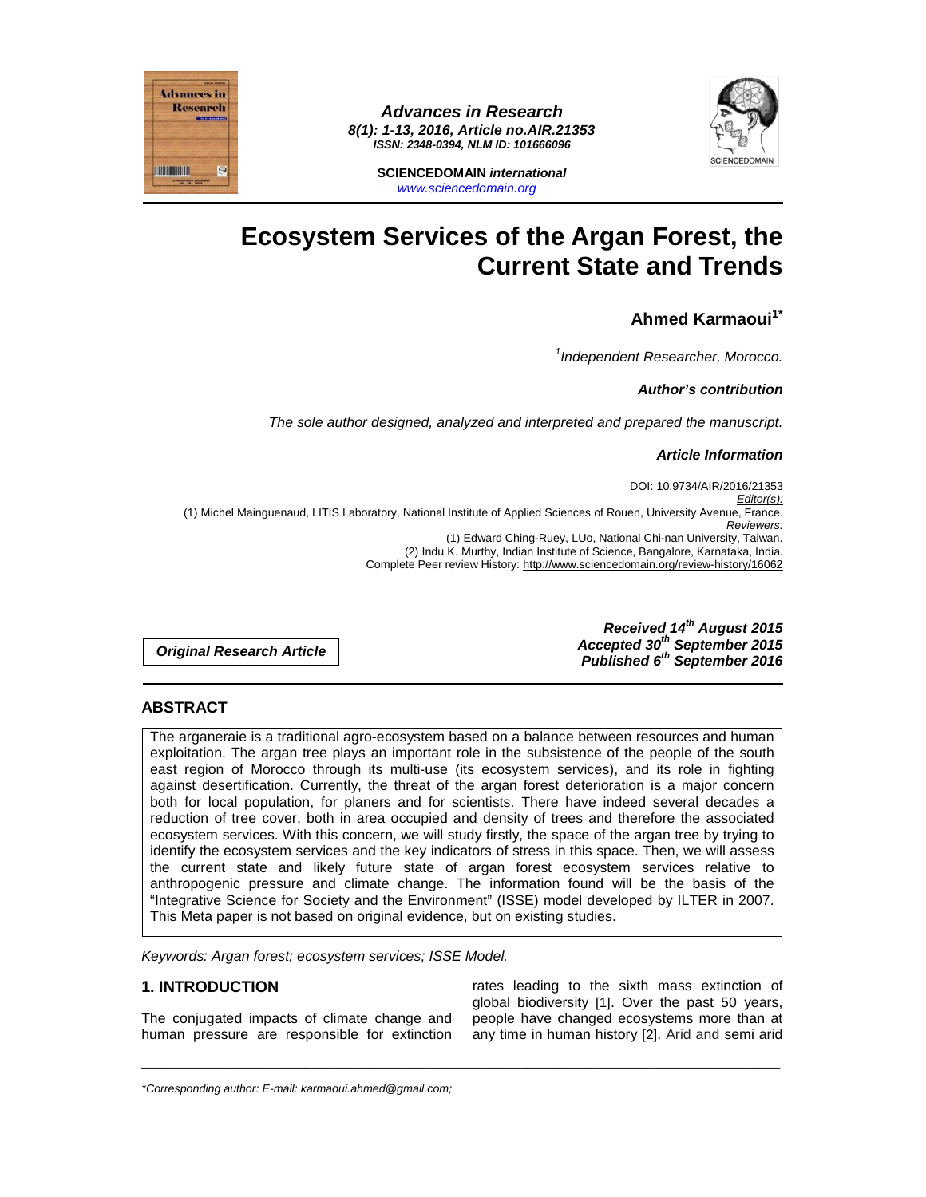# Ecosystem Services of the Argan Forest, the Current State and Trends

**Ahmed Karmaoui[1*]**

*[1]Independent Researcher, Morocco.*

***Author's contribution***

*The sole author designed, analyzed and interpreted and prepared the manuscript.*

***Article Information***

DOI: 10.9734/AIR/2016/21353
*Editor(s):*
(1) Michel Mainguenaud, LITIS Laboratory, National Institute of Applied Sciences of Rouen, University Avenue, France.
*Reviewers:*
(1) Edward Ching-Ruey, LUo, National Chi-nan University, Taiwan.
(2) Indu K. Murthy, Indian Institute of Science, Bangalore, Karnataka, India.
Complete Peer review History: http://www.sciencedomain.org/review-history/16062

***Original Research Article***

***Received 14th August 2015***
***Accepted 30th September 2015***
***Published 6th September 2016***

## ABSTRACT

The arganeraie is a traditional agro-ecosystem based on a balance between resources and human exploitation. The argan tree plays an important role in the subsistence of the people of the south east region of Morocco through its multi-use (its ecosystem services), and its role in fighting against desertification. Currently, the threat of the argan forest deterioration is a major concern both for local population, for planers and for scientists. There have indeed several decades a reduction of tree cover, both in area occupied and density of trees and therefore the associated ecosystem services. With this concern, we will study firstly, the space of the argan tree by trying to identify the ecosystem services and the key indicators of stress in this space. Then, we will assess the current state and likely future state of argan forest ecosystem services relative to anthropogenic pressure and climate change. The information found will be the basis of the "Integrative Science for Society and the Environment" (ISSE) model developed by ILTER in 2007. This Meta paper is not based on original evidence, but on existing studies.

*Keywords: Argan forest; ecosystem services; ISSE Model.*

## 1. INTRODUCTION

The conjugated impacts of climate change and human pressure are responsible for extinction rates leading to the sixth mass extinction of global biodiversity [1]. Over the past 50 years, people have changed ecosystems more than at any time in human history [2]. Arid and semi arid

*Corresponding author: E-mail: karmaoui.ahmed@gmail.com;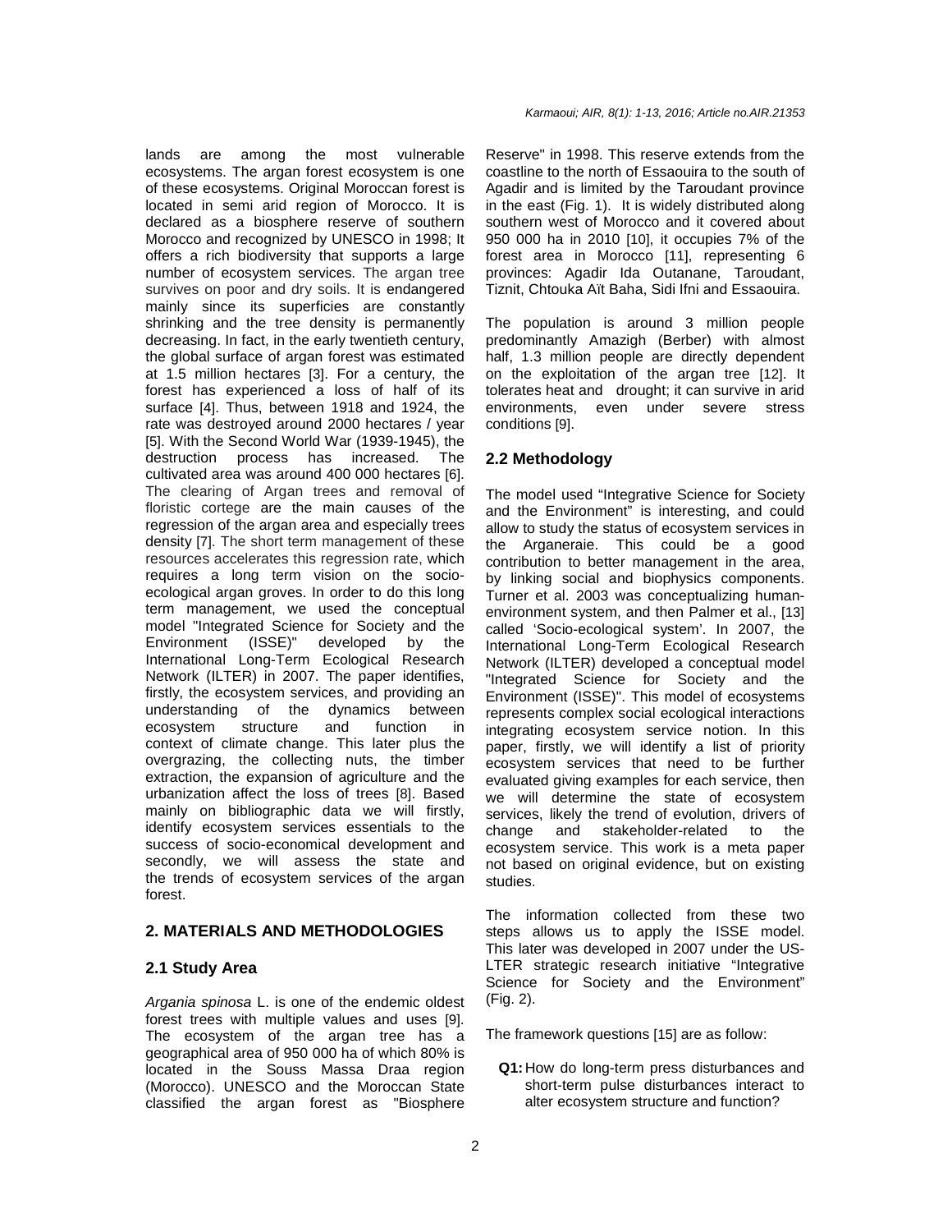lands are among the most vulnerable ecosystems. The argan forest ecosystem is one of these ecosystems. Original Moroccan forest is located in semi arid region of Morocco. It is declared as a biosphere reserve of southern Morocco and recognized by UNESCO in 1998; It offers a rich biodiversity that supports a large number of ecosystem services. The argan tree survives on poor and dry soils. It is endangered mainly since its superficies are constantly shrinking and the tree density is permanently decreasing. In fact, in the early twentieth century, the global surface of argan forest was estimated at 1.5 million hectares [3]. For a century, the forest has experienced a loss of half of its surface [4]. Thus, between 1918 and 1924, the rate was destroyed around 2000 hectares / year [5]. With the Second World War (1939-1945), the destruction process has increased. The cultivated area was around 400 000 hectares [6]. The clearing of Argan trees and removal of floristic cortege are the main causes of the regression of the argan area and especially trees density [7]. The short term management of these resources accelerates this regression rate, which requires a long term vision on the socio-ecological argan groves. In order to do this long term management, we used the conceptual model "Integrated Science for Society and the Environment (ISSE)" developed by the International Long-Term Ecological Research Network (ILTER) in 2007. The paper identifies, firstly, the ecosystem services, and providing an understanding of the dynamics between ecosystem structure and function in context of climate change. This later plus the overgrazing, the collecting nuts, the timber extraction, the expansion of agriculture and the urbanization affect the loss of trees [8]. Based mainly on bibliographic data we will firstly, identify ecosystem services essentials to the success of socio-economical development and secondly, we will assess the state and the trends of ecosystem services of the argan forest.

## 2. MATERIALS AND METHODOLOGIES

### 2.1 Study Area

*Argania spinosa* L. is one of the endemic oldest forest trees with multiple values and uses [9]. The ecosystem of the argan tree has a geographical area of 950 000 ha of which 80% is located in the Souss Massa Draa region (Morocco). UNESCO and the Moroccan State classified the argan forest as "Biosphere Reserve" in 1998. This reserve extends from the coastline to the north of Essaouira to the south of Agadir and is limited by the Taroudant province in the east (Fig. 1). It is widely distributed along southern west of Morocco and it covered about 950 000 ha in 2010 [10], it occupies 7% of the forest area in Morocco [11], representing 6 provinces: Agadir Ida Outanane, Taroudant, Tiznit, Chtouka Aït Baha, Sidi Ifni and Essaouira.

The population is around 3 million people predominantly Amazigh (Berber) with almost half, 1.3 million people are directly dependent on the exploitation of the argan tree [12]. It tolerates heat and drought; it can survive in arid environments, even under severe stress conditions [9].

### 2.2 Methodology

The model used "Integrative Science for Society and the Environment" is interesting, and could allow to study the status of ecosystem services in the Arganeraie. This could be a good contribution to better management in the area, by linking social and biophysics components. Turner et al. 2003 was conceptualizing human-environment system, and then Palmer et al., [13] called 'Socio-ecological system'. In 2007, the International Long-Term Ecological Research Network (ILTER) developed a conceptual model "Integrated Science for Society and the Environment (ISSE)". This model of ecosystems represents complex social ecological interactions integrating ecosystem service notion. In this paper, firstly, we will identify a list of priority ecosystem services that need to be further evaluated giving examples for each service, then we will determine the state of ecosystem services, likely the trend of evolution, drivers of change and stakeholder-related to the ecosystem service. This work is a meta paper not based on original evidence, but on existing studies.

The information collected from these two steps allows us to apply the ISSE model. This later was developed in 2007 under the US-LTER strategic research initiative "Integrative Science for Society and the Environment" (Fig. 2).

The framework questions [15] are as follow:

- **Q1:** How do long-term press disturbances and short-term pulse disturbances interact to alter ecosystem structure and function?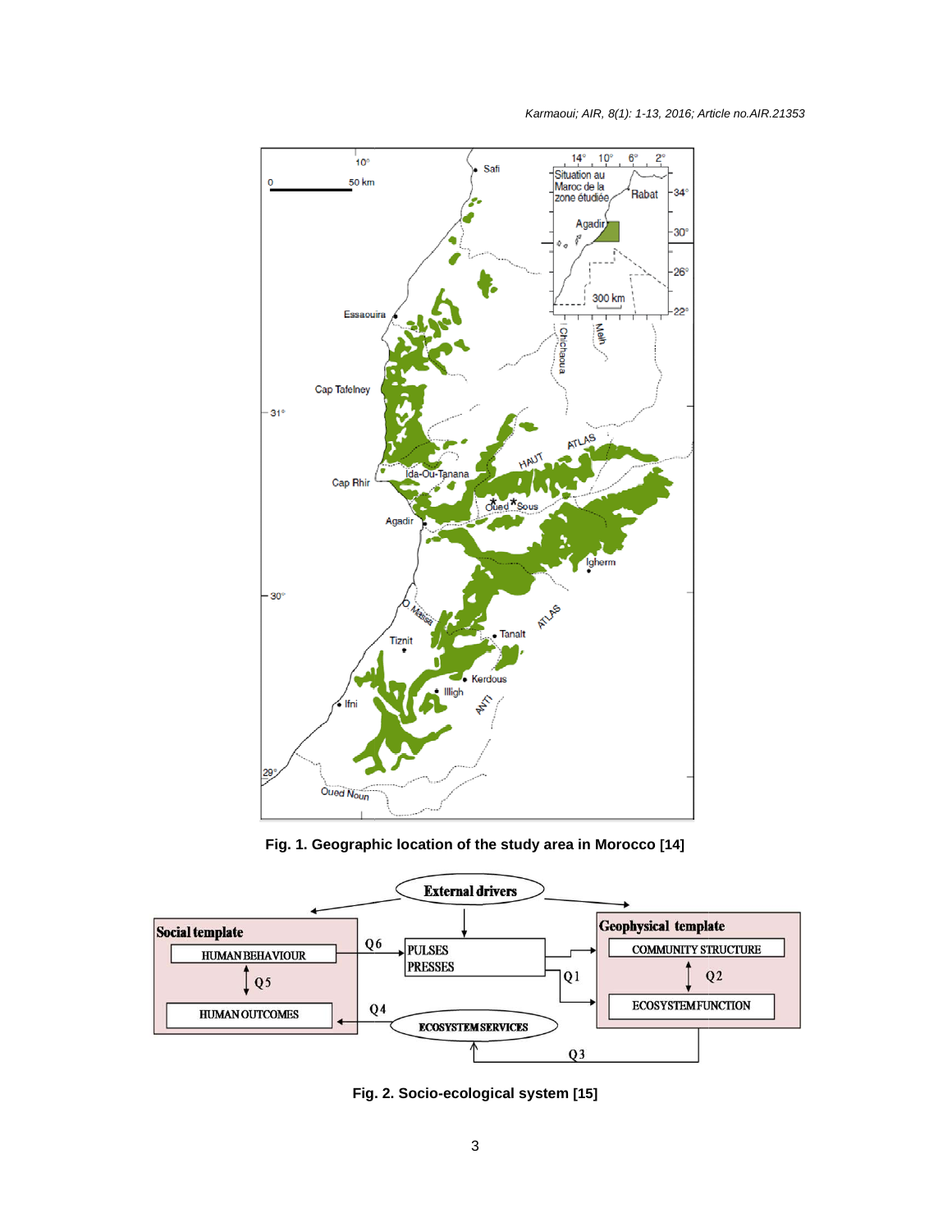Fig. 1. Geographic location of the study area in Morocco [14]

Fig. 2. Socio-ecological system [15]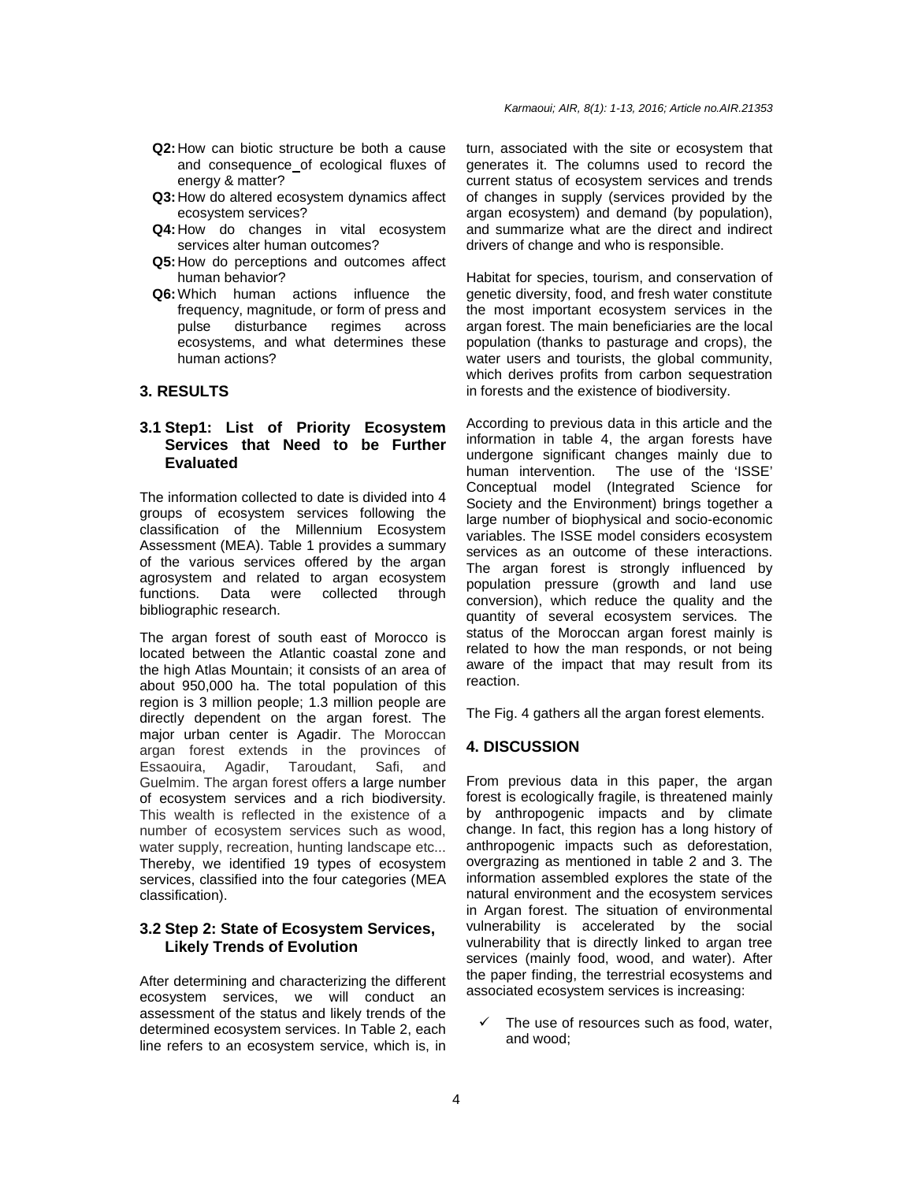- **Q2:** How can biotic structure be both a cause and consequence of ecological fluxes of energy & matter?
- **Q3:** How do altered ecosystem dynamics affect ecosystem services?
- **Q4:** How do changes in vital ecosystem services alter human outcomes?
- **Q5:** How do perceptions and outcomes affect human behavior?
- **Q6:** Which human actions influence the frequency, magnitude, or form of press and pulse disturbance regimes across ecosystems, and what determines these human actions?

## 3. RESULTS

### 3.1 Step1: List of Priority Ecosystem Services that Need to be Further Evaluated

The information collected to date is divided into 4 groups of ecosystem services following the classification of the Millennium Ecosystem Assessment (MEA). Table 1 provides a summary of the various services offered by the argan agrosystem and related to argan ecosystem functions. Data were collected through bibliographic research.

The argan forest of south east of Morocco is located between the Atlantic coastal zone and the high Atlas Mountain; it consists of an area of about 950,000 ha. The total population of this region is 3 million people; 1.3 million people are directly dependent on the argan forest. The major urban center is Agadir. The Moroccan argan forest extends in the provinces of Essaouira, Agadir, Taroudant, Safi, and Guelmim. The argan forest offers a large number of ecosystem services and a rich biodiversity. This wealth is reflected in the existence of a number of ecosystem services such as wood, water supply, recreation, hunting landscape etc... Thereby, we identified 19 types of ecosystem services, classified into the four categories (MEA classification).

### 3.2 Step 2: State of Ecosystem Services, Likely Trends of Evolution

After determining and characterizing the different ecosystem services, we will conduct an assessment of the status and likely trends of the determined ecosystem services. In Table 2, each line refers to an ecosystem service, which is, in turn, associated with the site or ecosystem that generates it. The columns used to record the current status of ecosystem services and trends of changes in supply (services provided by the argan ecosystem) and demand (by population), and summarize what are the direct and indirect drivers of change and who is responsible.

Habitat for species, tourism, and conservation of genetic diversity, food, and fresh water constitute the most important ecosystem services in the argan forest. The main beneficiaries are the local population (thanks to pasturage and crops), the water users and tourists, the global community, which derives profits from carbon sequestration in forests and the existence of biodiversity.

According to previous data in this article and the information in table 4, the argan forests have undergone significant changes mainly due to human intervention. The use of the 'ISSE' Conceptual model (Integrated Science for Society and the Environment) brings together a large number of biophysical and socio-economic variables. The ISSE model considers ecosystem services as an outcome of these interactions. The argan forest is strongly influenced by population pressure (growth and land use conversion), which reduce the quality and the quantity of several ecosystem services. The status of the Moroccan argan forest mainly is related to how the man responds, or not being aware of the impact that may result from its reaction.

The Fig. 4 gathers all the argan forest elements.

## 4. DISCUSSION

From previous data in this paper, the argan forest is ecologically fragile, is threatened mainly by anthropogenic impacts and by climate change. In fact, this region has a long history of anthropogenic impacts such as deforestation, overgrazing as mentioned in table 2 and 3. The information assembled explores the state of the natural environment and the ecosystem services in Argan forest. The situation of environmental vulnerability is accelerated by the social vulnerability that is directly linked to argan tree services (mainly food, wood, and water). After the paper finding, the terrestrial ecosystems and associated ecosystem services is increasing:

- ✓ The use of resources such as food, water, and wood;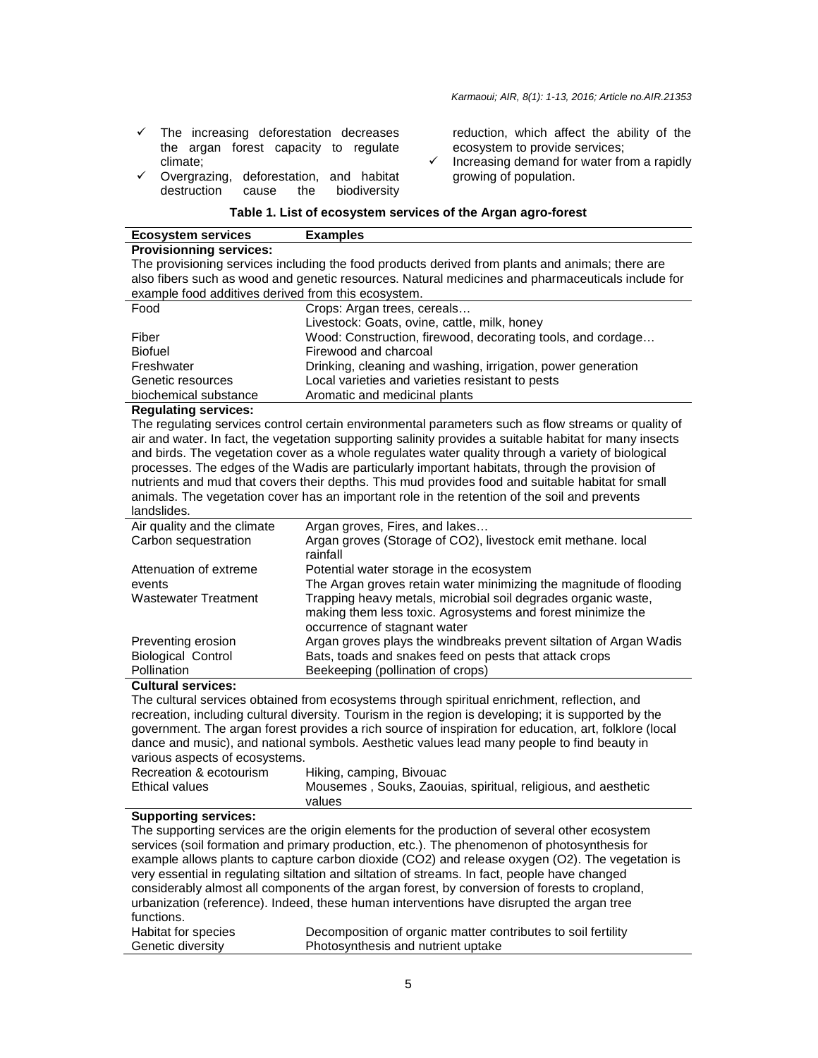- ✓ The increasing deforestation decreases the argan forest capacity to regulate climate;
- ✓ Overgrazing, deforestation, and habitat destruction cause the biodiversity reduction, which affect the ability of the ecosystem to provide services;
- ✓ Increasing demand for water from a rapidly growing of population.

**Table 1. List of ecosystem services of the Argan agro-forest**

| Ecosystem services | Examples |
|---|---|
| **Provisionning services:** The provisioning services including the food products derived from plants and animals; there are also fibers such as wood and genetic resources. Natural medicines and pharmaceuticals include for example food additives derived from this ecosystem. | |
| Food | Crops: Argan trees, cereals… <br> Livestock: Goats, ovine, cattle, milk, honey |
| Fiber | Wood: Construction, firewood, decorating tools, and cordage… |
| Biofuel | Firewood and charcoal |
| Freshwater | Drinking, cleaning and washing, irrigation, power generation |
| Genetic resources | Local varieties and varieties resistant to pests |
| biochemical substance | Aromatic and medicinal plants |
| **Regulating services:** The regulating services control certain environmental parameters such as flow streams or quality of air and water. In fact, the vegetation supporting salinity provides a suitable habitat for many insects and birds. The vegetation cover as a whole regulates water quality through a variety of biological processes. The edges of the Wadis are particularly important habitats, through the provision of nutrients and mud that covers their depths. This mud provides food and suitable habitat for small animals. The vegetation cover has an important role in the retention of the soil and prevents landslides. | |
| Air quality and the climate | Argan groves, Fires, and lakes… |
| Carbon sequestration | Argan groves (Storage of CO2), livestock emit methane. local rainfall |
| Attenuation of extreme events | Potential water storage in the ecosystem <br> The Argan groves retain water minimizing the magnitude of flooding |
| Wastewater Treatment | Trapping heavy metals, microbial soil degrades organic waste, making them less toxic. Agrosystems and forest minimize the occurrence of stagnant water |
| Preventing erosion | Argan groves plays the windbreaks prevent siltation of Argan Wadis |
| Biological Control | Bats, toads and snakes feed on pests that attack crops |
| Pollination | Beekeeping (pollination of crops) |
| **Cultural services:** The cultural services obtained from ecosystems through spiritual enrichment, reflection, and recreation, including cultural diversity. Tourism in the region is developing; it is supported by the government. The argan forest provides a rich source of inspiration for education, art, folklore (local dance and music), and national symbols. Aesthetic values lead many people to find beauty in various aspects of ecosystems. | |
| Recreation & ecotourism | Hiking, camping, Bivouac |
| Ethical values | Mousemes , Souks, Zaouias, spiritual, religious, and aesthetic values |
| **Supporting services:** The supporting services are the origin elements for the production of several other ecosystem services (soil formation and primary production, etc.). The phenomenon of photosynthesis for example allows plants to capture carbon dioxide (CO2) and release oxygen (O2). The vegetation is very essential in regulating siltation and siltation of streams. In fact, people have changed considerably almost all components of the argan forest, by conversion of forests to cropland, urbanization (reference). Indeed, these human interventions have disrupted the argan tree functions. | |
| Habitat for species | Decomposition of organic matter contributes to soil fertility |
| Genetic diversity | Photosynthesis and nutrient uptake |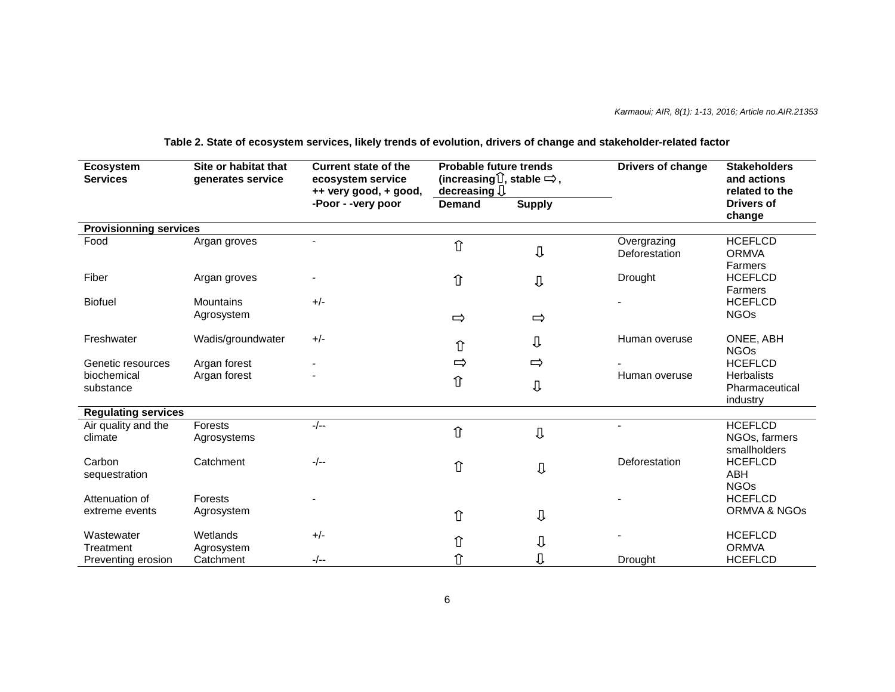**Table 2. State of ecosystem services, likely trends of evolution, drivers of change and stakeholder-related factor**

| Ecosystem Services | Site or habitat that generates service | Current state of the ecosystem service ++ very good, + good, -Poor - -very poor | Probable future trends (increasing ⇧, stable ⇨, decreasing ⇩) | | Drivers of change | Stakeholders and actions related to the Drivers of change |
|---|---|---|---|---|---|---|
| | | | Demand | Supply | | |
| **Provisionning services** | | | | | | |
| Food | Argan groves | - | ⇧ | ⇩ | Overgrazing Deforestation | HCEFLCD ORMVA Farmers |
| Fiber | Argan groves | - | ⇧ | ⇩ | Drought | HCEFLCD Farmers |
| Biofuel | Mountains Agrosystem | +/- | ⇨ | ⇨ | - | HCEFLCD NGOs |
| Freshwater | Wadis/groundwater | +/- | ⇧ | ⇩ | Human overuse | ONEE, ABH NGOs |
| Genetic resources | Argan forest | - | ⇨ | ⇨ | - | HCEFLCD |
| biochemical substance | Argan forest | - | ⇧ | ⇩ | Human overuse | Herbalists Pharmaceutical industry |
| **Regulating services** | | | | | | |
| Air quality and the climate | Forests Agrosystems | -/-- | ⇧ | ⇩ | - | HCEFLCD NGOs, farmers smallholders |
| Carbon sequestration | Catchment | -/-- | ⇧ | ⇩ | Deforestation | HCEFLCD ABH NGOs |
| Attenuation of extreme events | Forests Agrosystem | - | ⇧ | ⇩ | - | HCEFLCD ORMVA & NGOs |
| Wastewater Treatment | Wetlands Agrosystem | +/- | ⇧ | ⇩ | - | HCEFLCD ORMVA |
| Preventing erosion | Catchment | -/-- | ⇧ | ⇩ | Drought | HCEFLCD |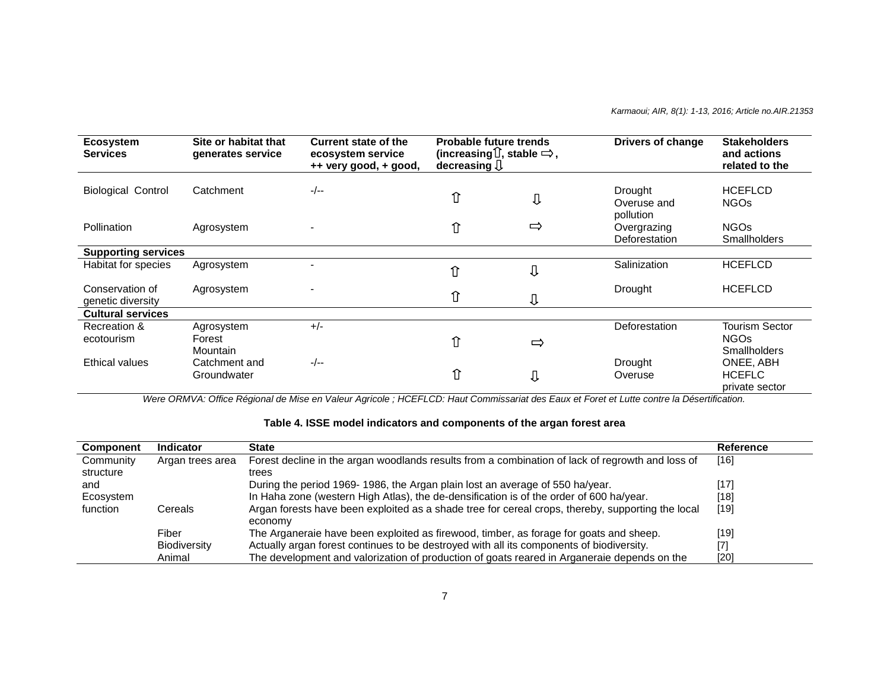| Ecosystem Services | Site or habitat that generates service | Current state of the ecosystem service ++ very good, + good, | Probable future trends (increasing ⇧, stable ⇨, decreasing ⇩ | | Drivers of change | Stakeholders and actions related to the |
|---|---|---|---|---|---|---|
| Biological Control | Catchment | -/-- | ⇧ | ⇩ | Drought<br>Overuse and pollution | HCEFLCD<br>NGOs |
| Pollination | Agrosystem | - | ⇧ | ⇨ | Overgrazing<br>Deforestation | NGOs<br>Smallholders |
| **Supporting services** | | | | | | |
| Habitat for species | Agrosystem | - | ⇧ | ⇩ | Salinization | HCEFLCD |
| Conservation of genetic diversity | Agrosystem | - | ⇧ | ⇩ | Drought | HCEFLCD |
| **Cultural services** | | | | | | |
| Recreation & ecotourism | Agrosystem<br>Forest<br>Mountain | +/- | ⇧ | ⇨ | Deforestation | Tourism Sector<br>NGOs<br>Smallholders |
| Ethical values | Catchment and Groundwater | -/-- | ⇧ | ⇩ | Drought<br>Overuse | ONEE, ABH<br>HCEFLC<br>private sector |

*Were ORMVA: Office Régional de Mise en Valeur Agricole ; HCEFLCD: Haut Commissariat des Eaux et Foret et Lutte contre la Désertification.*

**Table 4. ISSE model indicators and components of the argan forest area**

| Component | Indicator | State | Reference |
|---|---|---|---|
| Community structure and Ecosystem function | Argan trees area | Forest decline in the argan woodlands results from a combination of lack of regrowth and loss of trees | [16] |
| | | During the period 1969- 1986, the Argan plain lost an average of 550 ha/year. | [17] |
| | | In Haha zone (western High Atlas), the de-densification is of the order of 600 ha/year. | [18] |
| | Cereals | Argan forests have been exploited as a shade tree for cereal crops, thereby, supporting the local economy | [19] |
| | Fiber | The Arganeraie have been exploited as firewood, timber, as forage for goats and sheep. | [19] |
| | Biodiversity | Actually argan forest continues to be destroyed with all its components of biodiversity. | [7] |
| | Animal | The development and valorization of production of goats reared in Arganeraie depends on the | [20] |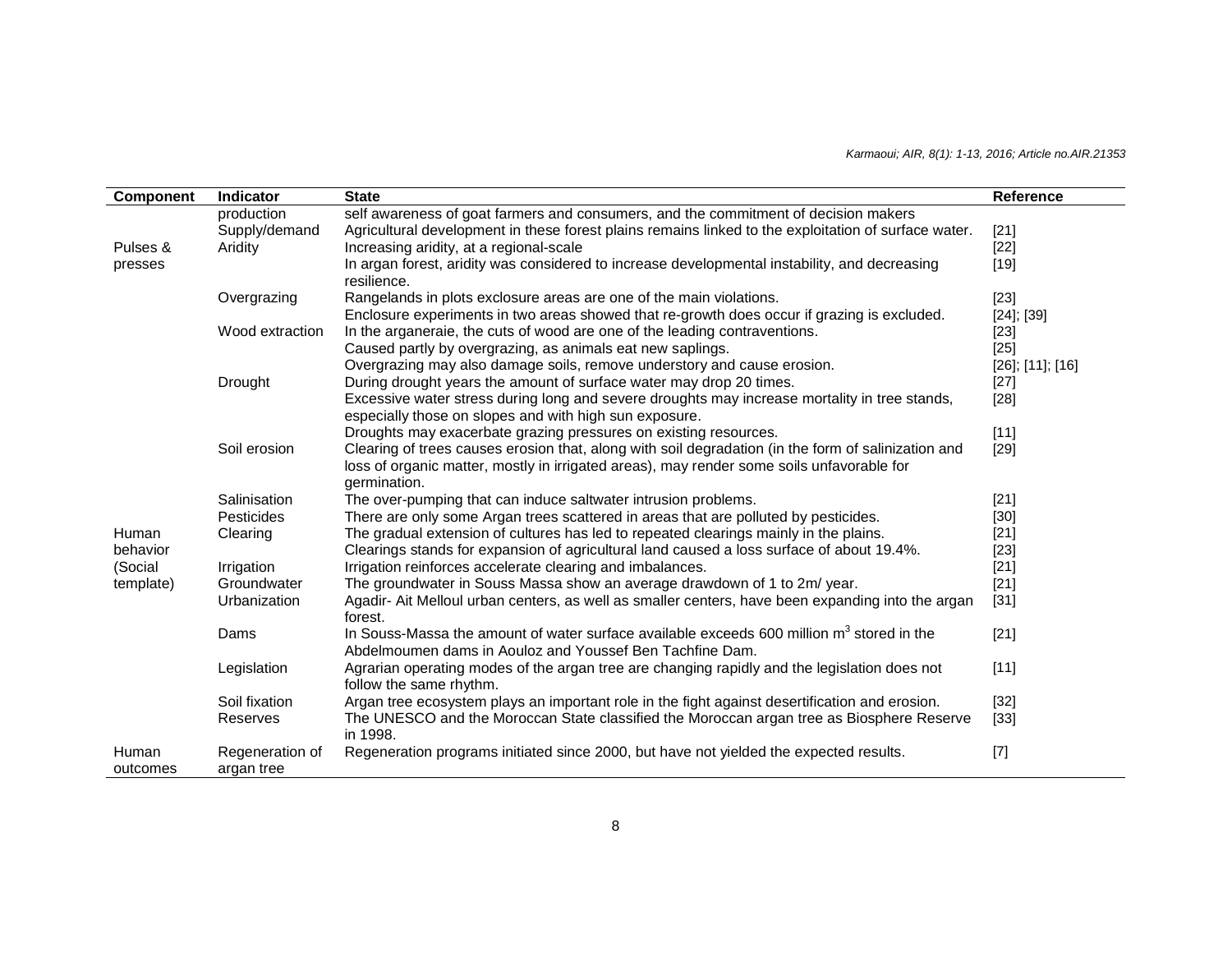| Component | Indicator | State | Reference |
|---|---|---|---|
| | production | self awareness of goat farmers and consumers, and the commitment of decision makers | |
| | Supply/demand | Agricultural development in these forest plains remains linked to the exploitation of surface water. | [21] |
| Pulses & presses | Aridity | Increasing aridity, at a regional-scale | [22] |
| | | In argan forest, aridity was considered to increase developmental instability, and decreasing resilience. | [19] |
| | Overgrazing | Rangelands in plots exclosure areas are one of the main violations. | [23] |
| | | Enclosure experiments in two areas showed that re-growth does occur if grazing is excluded. | [24]; [39] |
| | Wood extraction | In the arganeraie, the cuts of wood are one of the leading contraventions. | [23] |
| | | Caused partly by overgrazing, as animals eat new saplings. | [25] |
| | | Overgrazing may also damage soils, remove understory and cause erosion. | [26]; [11]; [16] |
| | Drought | During drought years the amount of surface water may drop 20 times. | [27] |
| | | Excessive water stress during long and severe droughts may increase mortality in tree stands, especially those on slopes and with high sun exposure. | [28] |
| | | Droughts may exacerbate grazing pressures on existing resources. | [11] |
| | Soil erosion | Clearing of trees causes erosion that, along with soil degradation (in the form of salinization and loss of organic matter, mostly in irrigated areas), may render some soils unfavorable for germination. | [29] |
| | Salinisation | The over-pumping that can induce saltwater intrusion problems. | [21] |
| | Pesticides | There are only some Argan trees scattered in areas that are polluted by pesticides. | [30] |
| Human behavior (Social template) | Clearing | The gradual extension of cultures has led to repeated clearings mainly in the plains. | [21] |
| | | Clearings stands for expansion of agricultural land caused a loss surface of about 19.4%. | [23] |
| | Irrigation | Irrigation reinforces accelerate clearing and imbalances. | [21] |
| | Groundwater | The groundwater in Souss Massa show an average drawdown of 1 to 2m/ year. | [21] |
| | Urbanization | Agadir- Ait Melloul urban centers, as well as smaller centers, have been expanding into the argan forest. | [31] |
| | Dams | In Souss-Massa the amount of water surface available exceeds 600 million $m^3$ stored in the Abdelmoumen dams in Aouloz and Youssef Ben Tachfine Dam. | [21] |
| | Legislation | Agrarian operating modes of the argan tree are changing rapidly and the legislation does not follow the same rhythm. | [11] |
| | Soil fixation | Argan tree ecosystem plays an important role in the fight against desertification and erosion. | [32] |
| | Reserves | The UNESCO and the Moroccan State classified the Moroccan argan tree as Biosphere Reserve in 1998. | [33] |
| Human outcomes | Regeneration of argan tree | Regeneration programs initiated since 2000, but have not yielded the expected results. | [7] |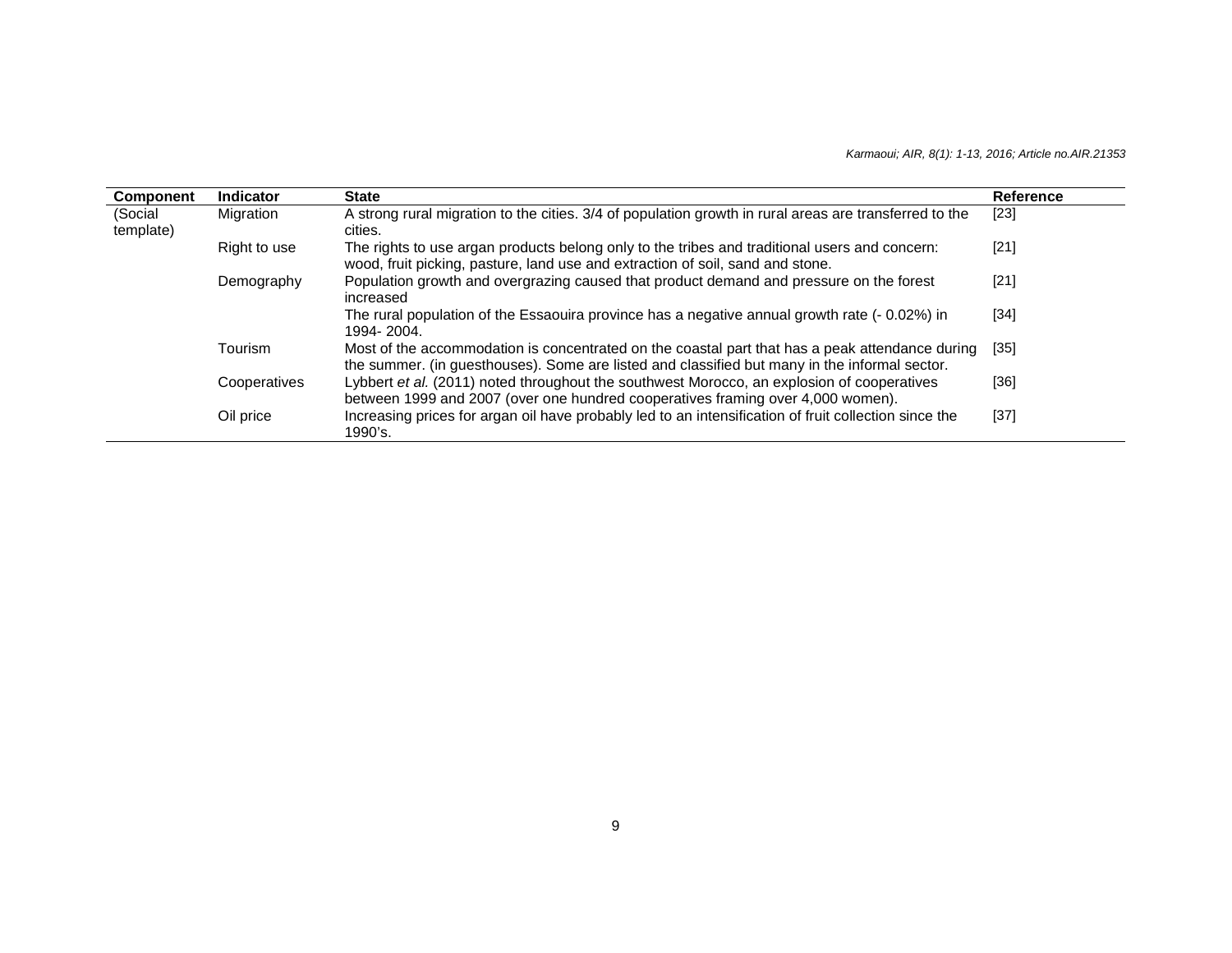| Component | Indicator | State | Reference |
|---|---|---|---|
| (Social template) | Migration | A strong rural migration to the cities. 3/4 of population growth in rural areas are transferred to the cities. | [23] |
| | Right to use | The rights to use argan products belong only to the tribes and traditional users and concern: wood, fruit picking, pasture, land use and extraction of soil, sand and stone. | [21] |
| | Demography | Population growth and overgrazing caused that product demand and pressure on the forest increased | [21] |
| | | The rural population of the Essaouira province has a negative annual growth rate (- 0.02%) in 1994- 2004. | [34] |
| | Tourism | Most of the accommodation is concentrated on the coastal part that has a peak attendance during the summer. (in guesthouses). Some are listed and classified but many in the informal sector. | [35] |
| | Cooperatives | Lybbert *et al.* (2011) noted throughout the southwest Morocco, an explosion of cooperatives between 1999 and 2007 (over one hundred cooperatives framing over 4,000 women). | [36] |
| | Oil price | Increasing prices for argan oil have probably led to an intensification of fruit collection since the 1990's. | [37] |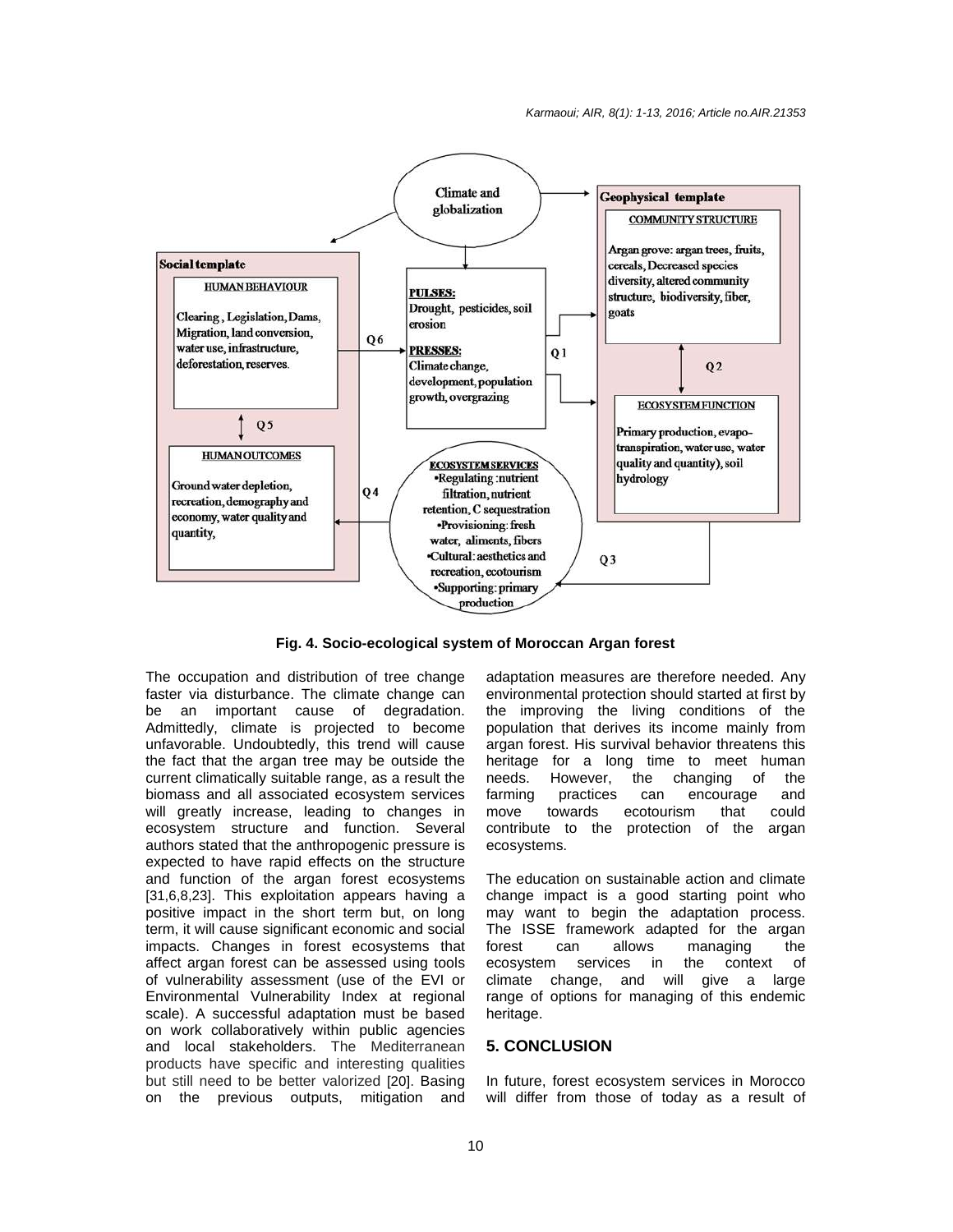Fig. 4. Socio-ecological system of Moroccan Argan forest

The occupation and distribution of tree change faster via disturbance. The climate change can be an important cause of degradation. Admittedly, climate is projected to become unfavorable. Undoubtedly, this trend will cause the fact that the argan tree may be outside the current climatically suitable range, as a result the biomass and all associated ecosystem services will greatly increase, leading to changes in ecosystem structure and function. Several authors stated that the anthropogenic pressure is expected to have rapid effects on the structure and function of the argan forest ecosystems [31,6,8,23]. This exploitation appears having a positive impact in the short term but, on long term, it will cause significant economic and social impacts. Changes in forest ecosystems that affect argan forest can be assessed using tools of vulnerability assessment (use of the EVI or Environmental Vulnerability Index at regional scale). A successful adaptation must be based on work collaboratively within public agencies and local stakeholders. The Mediterranean products have specific and interesting qualities but still need to be better valorized [20]. Basing on the previous outputs, mitigation and adaptation measures are therefore needed. Any environmental protection should started at first by the improving the living conditions of the population that derives its income mainly from argan forest. His survival behavior threatens this heritage for a long time to meet human needs. However, the changing of the farming practices can encourage and move towards ecotourism that could contribute to the protection of the argan ecosystems.

The education on sustainable action and climate change impact is a good starting point who may want to begin the adaptation process. The ISSE framework adapted for the argan forest can allows managing the ecosystem services in the context of climate change, and will give a large range of options for managing of this endemic heritage.

## 5. CONCLUSION

In future, forest ecosystem services in Morocco will differ from those of today as a result of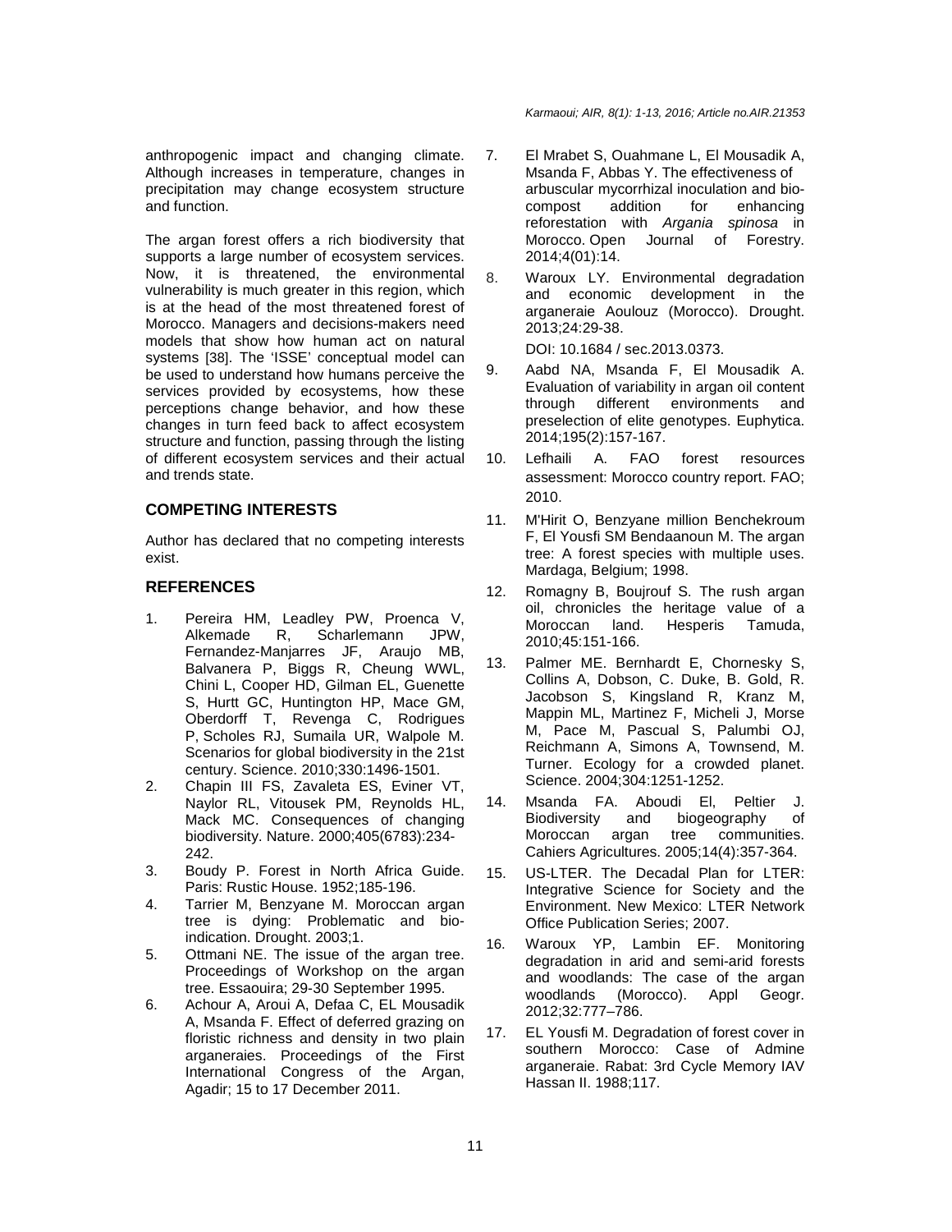anthropogenic impact and changing climate. Although increases in temperature, changes in precipitation may change ecosystem structure and function.

The argan forest offers a rich biodiversity that supports a large number of ecosystem services. Now, it is threatened, the environmental vulnerability is much greater in this region, which is at the head of the most threatened forest of Morocco. Managers and decisions-makers need models that show how human act on natural systems [38]. The 'ISSE' conceptual model can be used to understand how humans perceive the services provided by ecosystems, how these perceptions change behavior, and how these changes in turn feed back to affect ecosystem structure and function, passing through the listing of different ecosystem services and their actual and trends state.

## COMPETING INTERESTS

Author has declared that no competing interests exist.

## REFERENCES

1. Pereira HM, Leadley PW, Proenca V, Alkemade R, Scharlemann JPW, Fernandez-Manjarres JF, Araujo MB, Balvanera P, Biggs R, Cheung WWL, Chini L, Cooper HD, Gilman EL, Guenette S, Hurtt GC, Huntington HP, Mace GM, Oberdorff T, Revenga C, Rodrigues P, Scholes RJ, Sumaila UR, Walpole M. Scenarios for global biodiversity in the 21st century. Science. 2010;330:1496-1501.
2. Chapin III FS, Zavaleta ES, Eviner VT, Naylor RL, Vitousek PM, Reynolds HL, Mack MC. Consequences of changing biodiversity. Nature. 2000;405(6783):234-242.
3. Boudy P. Forest in North Africa Guide. Paris: Rustic House. 1952;185-196.
4. Tarrier M, Benzyane M. Moroccan argan tree is dying: Problematic and bio-indication. Drought. 2003;1.
5. Ottmani NE. The issue of the argan tree. Proceedings of Workshop on the argan tree. Essaouira; 29-30 September 1995.
6. Achour A, Aroui A, Defaa C, EL Mousadik A, Msanda F. Effect of deferred grazing on floristic richness and density in two plain arganeraies. Proceedings of the First International Congress of the Argan, Agadir; 15 to 17 December 2011.
7. El Mrabet S, Ouahmane L, El Mousadik A, Msanda F, Abbas Y. The effectiveness of arbuscular mycorrhizal inoculation and bio-compost addition for enhancing reforestation with *Argania spinosa* in Morocco. Open Journal of Forestry. 2014;4(01):14.
8. Waroux LY. Environmental degradation and economic development in the arganeraie Aoulouz (Morocco). Drought. 2013;24:29-38.

   DOI: 10.1684 / sec.2013.0373.
9. Aabd NA, Msanda F, El Mousadik A. Evaluation of variability in argan oil content through different environments and preselection of elite genotypes. Euphytica. 2014;195(2):157-167.
10. Lefhaili A. FAO forest resources assessment: Morocco country report. FAO; 2010.
11. M'Hirit O, Benzyane million Benchekroum F, El Yousfi SM Bendaanoun M. The argan tree: A forest species with multiple uses. Mardaga, Belgium; 1998.
12. Romagny B, Boujrouf S. The rush argan oil, chronicles the heritage value of a Moroccan land. Hesperis Tamuda, 2010;45:151-166.
13. Palmer ME. Bernhardt E, Chornesky S, Collins A, Dobson, C. Duke, B. Gold, R. Jacobson S, Kingsland R, Kranz M, Mappin ML, Martinez F, Micheli J, Morse M, Pace M, Pascual S, Palumbi OJ, Reichmann A, Simons A, Townsend, M. Turner. Ecology for a crowded planet. Science. 2004;304:1251-1252.
14. Msanda FA. Aboudi El, Peltier J. Biodiversity and biogeography of Moroccan argan tree communities. Cahiers Agricultures. 2005;14(4):357-364.
15. US-LTER. The Decadal Plan for LTER: Integrative Science for Society and the Environment. New Mexico: LTER Network Office Publication Series; 2007.
16. Waroux YP, Lambin EF. Monitoring degradation in arid and semi-arid forests and woodlands: The case of the argan woodlands (Morocco). Appl Geogr. 2012;32:777–786.
17. EL Yousfi M. Degradation of forest cover in southern Morocco: Case of Admine arganeraie. Rabat: 3rd Cycle Memory IAV Hassan II. 1988;117.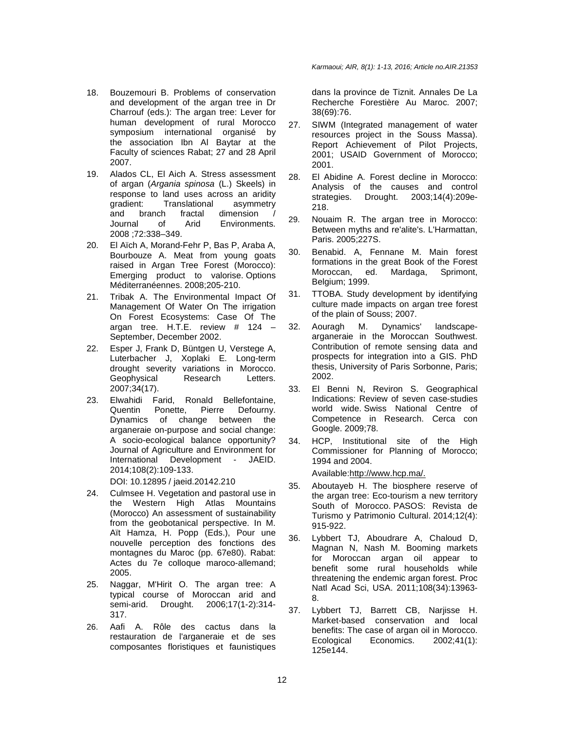18. Bouzemouri B. Problems of conservation and development of the argan tree in Dr Charrouf (eds.): The argan tree: Lever for human development of rural Morocco symposium international organisé by the association Ibn Al Baytar at the Faculty of sciences Rabat; 27 and 28 April 2007.
19. Alados CL, El Aich A. Stress assessment of argan (*Argania spinosa* (L.) Skeels) in response to land uses across an aridity gradient: Translational asymmetry and branch fractal dimension / Journal of Arid Environments. 2008 ;72:338–349.
20. El Aïch A, Morand-Fehr P, Bas P, Araba A, Bourbouze A. Meat from young goats raised in Argan Tree Forest (Morocco): Emerging product to valorise. Options Méditerranéennes. 2008;205-210.
21. Tribak A. The Environmental Impact Of Management Of Water On The irrigation On Forest Ecosystems: Case Of The argan tree. H.T.E. review # 124 – September, December 2002.
22. Esper J, Frank D, Büntgen U, Verstege A, Luterbacher J, Xoplaki E. Long-term drought severity variations in Morocco. Geophysical Research Letters. 2007;34(17).
23. Elwahidi Farid, Ronald Bellefontaine, Quentin Ponette, Pierre Defourny. Dynamics of change between the arganeraie on-purpose and social change: A socio-ecological balance opportunity? Journal of Agriculture and Environment for International Development - JAEID. 2014;108(2):109-133.

    DOI: 10.12895 / jaeid.20142.210
24. Culmsee H. Vegetation and pastoral use in the Western High Atlas Mountains (Morocco) An assessment of sustainability from the geobotanical perspective. In M. Aït Hamza, H. Popp (Eds.), Pour une nouvelle perception des fonctions des montagnes du Maroc (pp. 67e80). Rabat: Actes du 7e colloque maroco-allemand; 2005.
25. Naggar, M'Hirit O. The argan tree: A typical course of Moroccan arid and semi-arid. Drought. 2006;17(1-2):314-317.
26. Aafi A. Rôle des cactus dans la restauration de l'arganeraie et de ses composantes floristiques et faunistiques dans la province de Tiznit. Annales De La Recherche Forestière Au Maroc. 2007; 38(69):76.
27. SIWM (Integrated management of water resources project in the Souss Massa). Report Achievement of Pilot Projects, 2001; USAID Government of Morocco; 2001.
28. El Abidine A. Forest decline in Morocco: Analysis of the causes and control strategies. Drought. 2003;14(4):209e-218.
29. Nouaim R. The argan tree in Morocco: Between myths and re'alite's. L'Harmattan, Paris. 2005;227S.
30. Benabid. A, Fennane M. Main forest formations in the great Book of the Forest Moroccan, ed. Mardaga, Sprimont, Belgium; 1999.
31. TTOBA. Study development by identifying culture made impacts on argan tree forest of the plain of Souss; 2007.
32. Aouragh M. Dynamics' landscape-arganeraie in the Moroccan Southwest. Contribution of remote sensing data and prospects for integration into a GIS. PhD thesis, University of Paris Sorbonne, Paris; 2002.
33. El Benni N, Reviron S. Geographical Indications: Review of seven case-studies world wide. Swiss National Centre of Competence in Research. Cerca con Google. 2009;78.
34. HCP, Institutional site of the High Commissioner for Planning of Morocco; 1994 and 2004.

    Available:http://www.hcp.ma/.
35. Aboutayeb H. The biosphere reserve of the argan tree: Eco-tourism a new territory South of Morocco. PASOS: Revista de Turismo y Patrimonio Cultural. 2014;12(4): 915-922.
36. Lybbert TJ, Aboudrare A, Chaloud D, Magnan N, Nash M. Booming markets for Moroccan argan oil appear to benefit some rural households while threatening the endemic argan forest. Proc Natl Acad Sci, USA. 2011;108(34):13963-8.
37. Lybbert TJ, Barrett CB, Narjisse H. Market-based conservation and local benefits: The case of argan oil in Morocco. Ecological Economics. 2002;41(1): 125e144.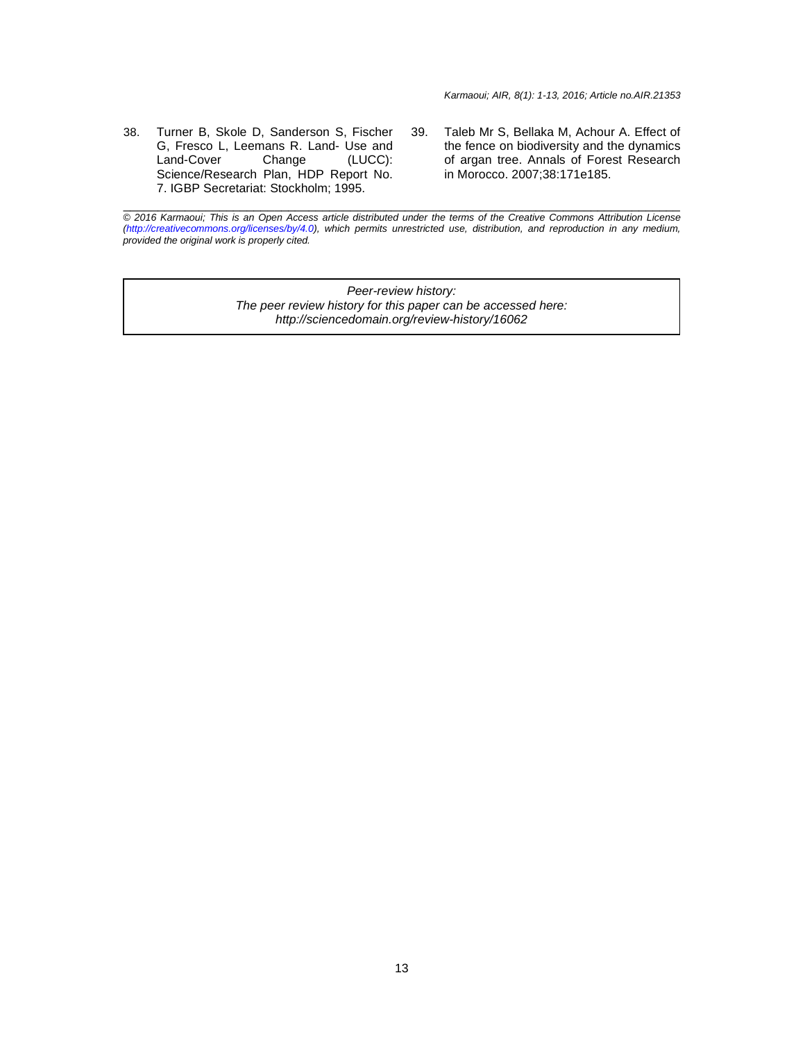38. Turner B, Skole D, Sanderson S, Fischer G, Fresco L, Leemans R. Land- Use and Land-Cover Change (LUCC): Science/Research Plan, HDP Report No. 7. IGBP Secretariat: Stockholm; 1995.

39. Taleb Mr S, Bellaka M, Achour A. Effect of the fence on biodiversity and the dynamics of argan tree. Annals of Forest Research in Morocco. 2007;38:171e185.

---

*© 2016 Karmaoui; This is an Open Access article distributed under the terms of the Creative Commons Attribution License (http://creativecommons.org/licenses/by/4.0), which permits unrestricted use, distribution, and reproduction in any medium, provided the original work is properly cited.*

*Peer-review history:*
*The peer review history for this paper can be accessed here:*
*http://sciencedomain.org/review-history/16062*